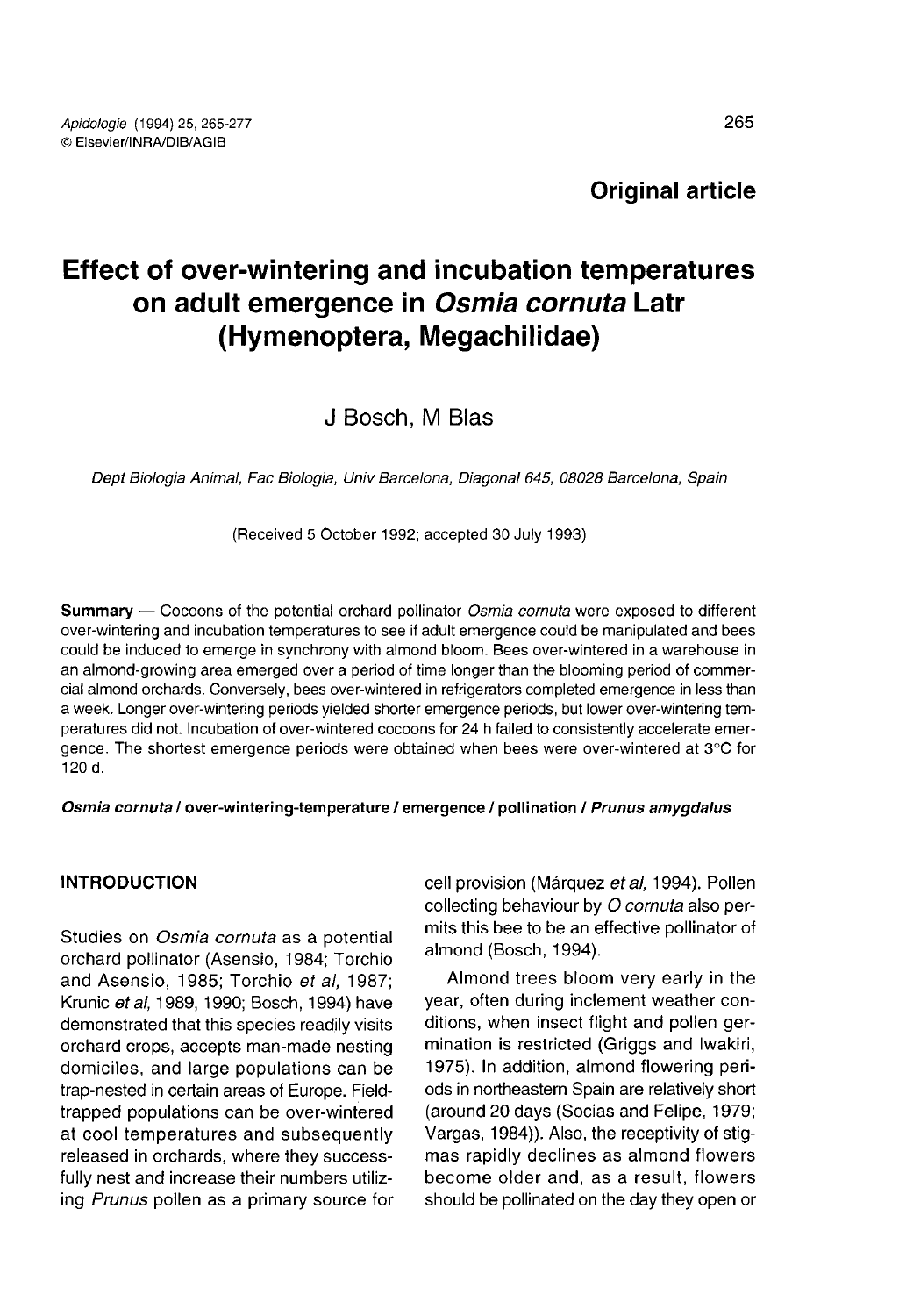**Original article**

# Effect of over-wintering and incubation temperatures on adult emergence in *Osmia cornuta* Latr (Hymenoptera, Megachilidae)

J Bosch, M Blas

*Dept Biologia Animal, Fac Biologia, Univ Barcelona, Diagonal 645, 08028 Barcelona, Spain*

(Received 5 October 1992; accepted 30 July 1993)

**Summary** — Cocoons of the potential orchard pollinator *Osmia cornuta* were exposed to different over-wintering and incubation temperatures to see if adult emergence could be manipulated and bees could be induced to emerge in synchrony with almond bloom. Bees over-wintered in a warehouse in an almond-growing area emerged over a period of time longer than the blooming period of commercial almond orchards. Conversely, bees over-wintered in refrigerators completed emergence in less than a week. Longer over-wintering periods yielded shorter emergence periods, but lower over-wintering temperatures did not. Incubation of over-wintered cocoons for 24 h failed to consistently accelerate emergence. The shortest emergence periods were obtained when bees were over-wintered at 3°C for 120 d.

***Osmia cornuta*** **/ over-wintering-temperature / emergence / pollination /** ***Prunus amygdalus***

## INTRODUCTION

Studies on *Osmia cornuta* as a potential orchard pollinator (Asensio, 1984; Torchio and Asensio, 1985; Torchio *et al*, 1987; Krunic *et al*, 1989, 1990; Bosch, 1994) have demonstrated that this species readily visits orchard crops, accepts man-made nesting domiciles, and large populations can be trap-nested in certain areas of Europe. Field-trapped populations can be over-wintered at cool temperatures and subsequently released in orchards, where they successfully nest and increase their numbers utilizing *Prunus* pollen as a primary source for cell provision (Márquez *et al*, 1994). Pollen collecting behaviour by *O cornuta* also permits this bee to be an effective pollinator of almond (Bosch, 1994).

Almond trees bloom very early in the year, often during inclement weather conditions, when insect flight and pollen germination is restricted (Griggs and Iwakiri, 1975). In addition, almond flowering periods in northeastern Spain are relatively short (around 20 days (Socias and Felipe, 1979; Vargas, 1984)). Also, the receptivity of stigmas rapidly declines as almond flowers become older and, as a result, flowers should be pollinated on the day they open or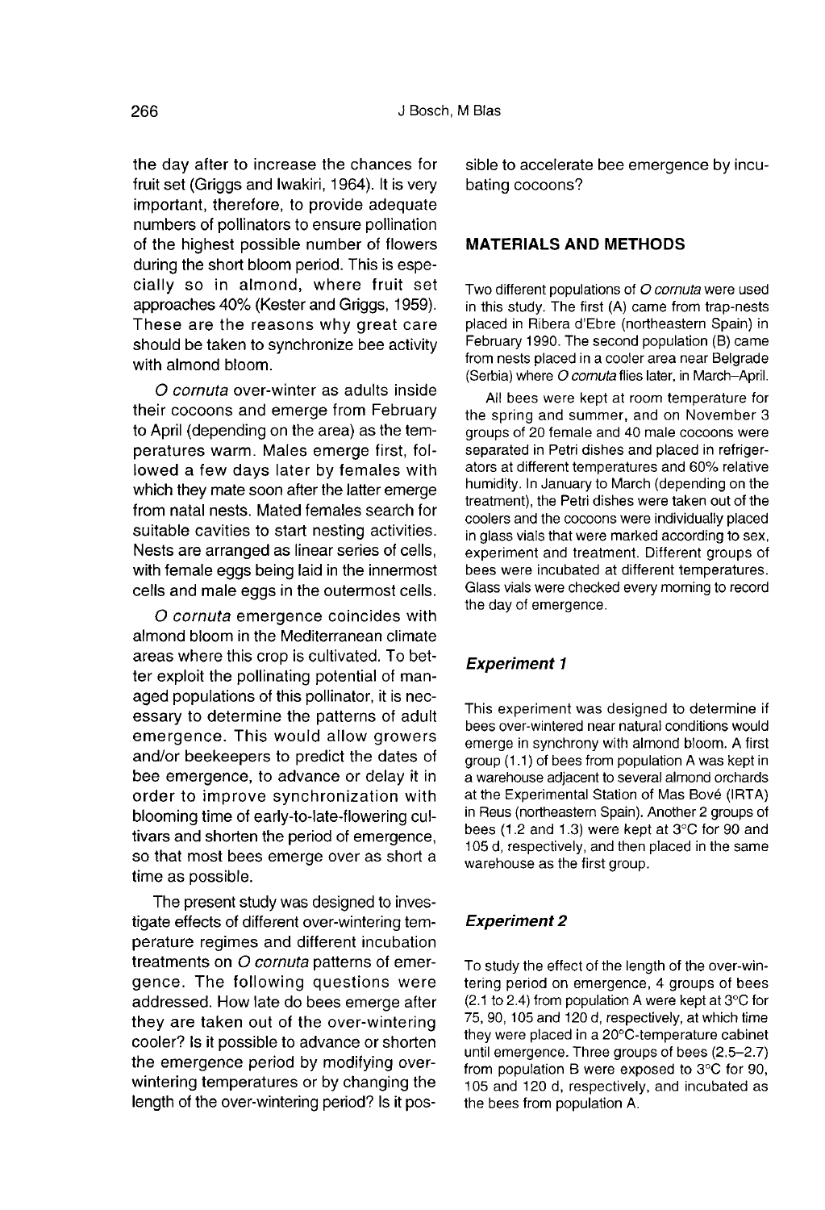the day after to increase the chances for fruit set (Griggs and Iwakiri, 1964). It is very important, therefore, to provide adequate numbers of pollinators to ensure pollination of the highest possible number of flowers during the short bloom period. This is especially so in almond, where fruit set approaches 40% (Kester and Griggs, 1959). These are the reasons why great care should be taken to synchronize bee activity with almond bloom.

*O cornuta* over-winter as adults inside their cocoons and emerge from February to April (depending on the area) as the temperatures warm. Males emerge first, followed a few days later by females with which they mate soon after the latter emerge from natal nests. Mated females search for suitable cavities to start nesting activities. Nests are arranged as linear series of cells, with female eggs being laid in the innermost cells and male eggs in the outermost cells.

*O cornuta* emergence coincides with almond bloom in the Mediterranean climate areas where this crop is cultivated. To better exploit the pollinating potential of managed populations of this pollinator, it is necessary to determine the patterns of adult emergence. This would allow growers and/or beekeepers to predict the dates of bee emergence, to advance or delay it in order to improve synchronization with blooming time of early-to-late-flowering cultivars and shorten the period of emergence, so that most bees emerge over as short a time as possible.

The present study was designed to investigate effects of different over-wintering temperature regimes and different incubation treatments on *O cornuta* patterns of emergence. The following questions were addressed. How late do bees emerge after they are taken out of the over-wintering cooler? Is it possible to advance or shorten the emergence period by modifying over-wintering temperatures or by changing the length of the over-wintering period? Is it possible to accelerate bee emergence by incubating cocoons?

## MATERIALS AND METHODS

Two different populations of *O cornuta* were used in this study. The first (A) came from trap-nests placed in Ribera d'Ebre (northeastern Spain) in February 1990. The second population (B) came from nests placed in a cooler area near Belgrade (Serbia) where *O cornuta* flies later, in March–April.

All bees were kept at room temperature for the spring and summer, and on November 3 groups of 20 female and 40 male cocoons were separated in Petri dishes and placed in refrigerators at different temperatures and 60% relative humidity. In January to March (depending on the treatment), the Petri dishes were taken out of the coolers and the cocoons were individually placed in glass vials that were marked according to sex, experiment and treatment. Different groups of bees were incubated at different temperatures. Glass vials were checked every morning to record the day of emergence.

### *Experiment 1*

This experiment was designed to determine if bees over-wintered near natural conditions would emerge in synchrony with almond bloom. A first group (1.1) of bees from population A was kept in a warehouse adjacent to several almond orchards at the Experimental Station of Mas Bové (IRTA) in Reus (northeastern Spain). Another 2 groups of bees (1.2 and 1.3) were kept at 3°C for 90 and 105 d, respectively, and then placed in the same warehouse as the first group.

### *Experiment 2*

To study the effect of the length of the over-wintering period on emergence, 4 groups of bees (2.1 to 2.4) from population A were kept at 3°C for 75, 90, 105 and 120 d, respectively, at which time they were placed in a 20°C-temperature cabinet until emergence. Three groups of bees (2.5–2.7) from population B were exposed to 3°C for 90, 105 and 120 d, respectively, and incubated as the bees from population A.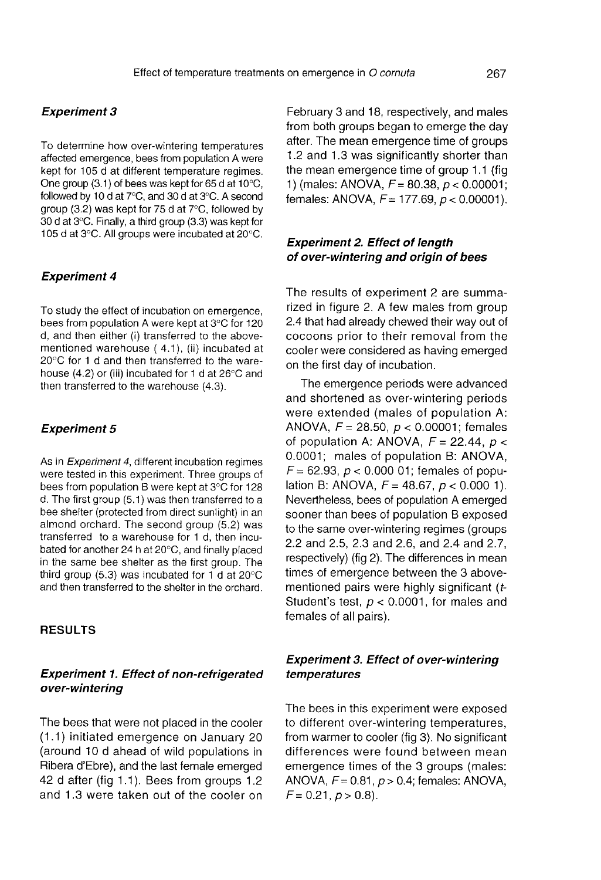### *Experiment 3*

To determine how over-wintering temperatures affected emergence, bees from population A were kept for 105 d at different temperature regimes. One group (3.1) of bees was kept for 65 d at 10°C, followed by 10 d at 7°C, and 30 d at 3°C. A second group (3.2) was kept for 75 d at 7°C, followed by 30 d at 3°C. Finally, a third group (3.3) was kept for 105 d at 3°C. All groups were incubated at 20°C.

### *Experiment 4*

To study the effect of incubation on emergence, bees from population A were kept at 3°C for 120 d, and then either (i) transferred to the above-mentioned warehouse ( 4.1), (ii) incubated at 20°C for 1 d and then transferred to the warehouse (4.2) or (iii) incubated for 1 d at 26°C and then transferred to the warehouse (4.3).

### *Experiment 5*

As in *Experiment 4*, different incubation regimes were tested in this experiment. Three groups of bees from population B were kept at 3°C for 128 d. The first group (5.1) was then transferred to a bee shelter (protected from direct sunlight) in an almond orchard. The second group (5.2) was transferred to a warehouse for 1 d, then incubated for another 24 h at 20°C, and finally placed in the same bee shelter as the first group. The third group (5.3) was incubated for 1 d at 20°C and then transferred to the shelter in the orchard.

## RESULTS

### *Experiment 1. Effect of non-refrigerated over-wintering*

The bees that were not placed in the cooler (1.1) initiated emergence on January 20 (around 10 d ahead of wild populations in Ribera d'Ebre), and the last female emerged 42 d after (fig 1.1). Bees from groups 1.2 and 1.3 were taken out of the cooler on February 3 and 18, respectively, and males from both groups began to emerge the day after. The mean emergence time of groups 1.2 and 1.3 was significantly shorter than the mean emergence time of group 1.1 (fig 1) (males: ANOVA, $F = 80.38$, $p < 0.00001$; females: ANOVA, $F = 177.69$, $p < 0.00001$).

### *Experiment 2. Effect of length of over-wintering and origin of bees*

The results of experiment 2 are summarized in figure 2. A few males from group 2.4 that had already chewed their way out of cocoons prior to their removal from the cooler were considered as having emerged on the first day of incubation.

The emergence periods were advanced and shortened as over-wintering periods were extended (males of population A: ANOVA, $F = 28.50$, $p < 0.00001$; females of population A: ANOVA, $F = 22.44$, $p < 0.0001$; males of population B: ANOVA, $F = 62.93$, $p < 0.000\,01$; females of population B: ANOVA, $F = 48.67$, $p < 0.000\,1$). Nevertheless, bees of population A emerged sooner than bees of population B exposed to the same over-wintering regimes (groups 2.2 and 2.5, 2.3 and 2.6, and 2.4 and 2.7, respectively) (fig 2). The differences in mean times of emergence between the 3 above-mentioned pairs were highly significant (*t*-Student's test, $p < 0.0001$, for males and females of all pairs).

### *Experiment 3. Effect of over-wintering temperatures*

The bees in this experiment were exposed to different over-wintering temperatures, from warmer to cooler (fig 3). No significant differences were found between mean emergence times of the 3 groups (males: ANOVA, $F = 0.81$, $p > 0.4$; females: ANOVA, $F = 0.21$, $p > 0.8$).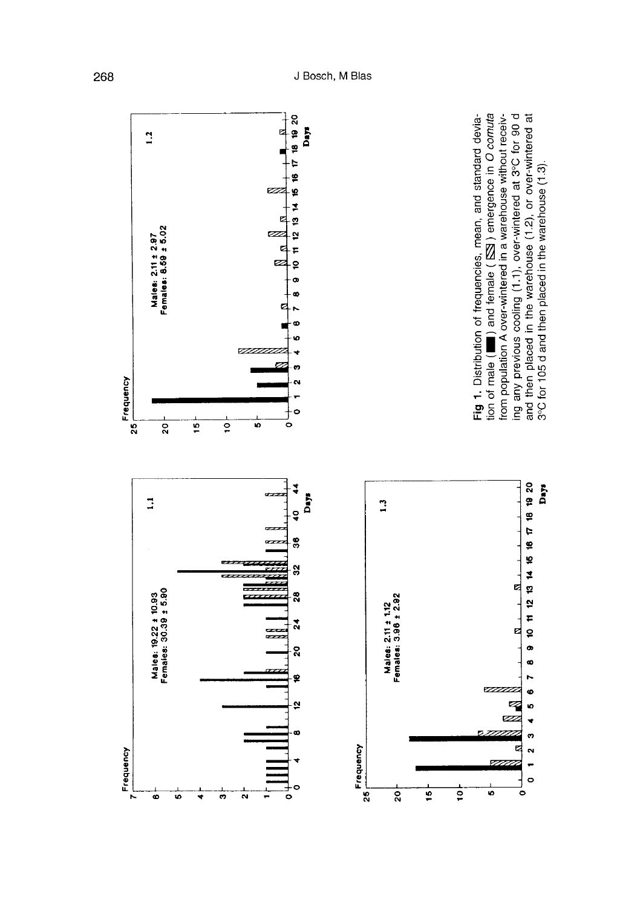Males: 19.22 ± 10.93
Females: 30.39 ± 5.90

Males: 2.11 ± 2.97
Females: 8.59 ± 5.02

Males: 2.11 ± 1.12
Females: 3.96 ± 2.92

**Fig 1.** Distribution of frequencies, mean, and standard deviation of male (■) and female (▨) emergence in *O cornuta* from population A over-wintered in a warehouse without receiving any previous cooling (1.1), over-wintered at 3°C for 90 d and then placed in the warehouse (1.2), or over-wintered at 3°C for 105 d and then placed in the warehouse (1.3).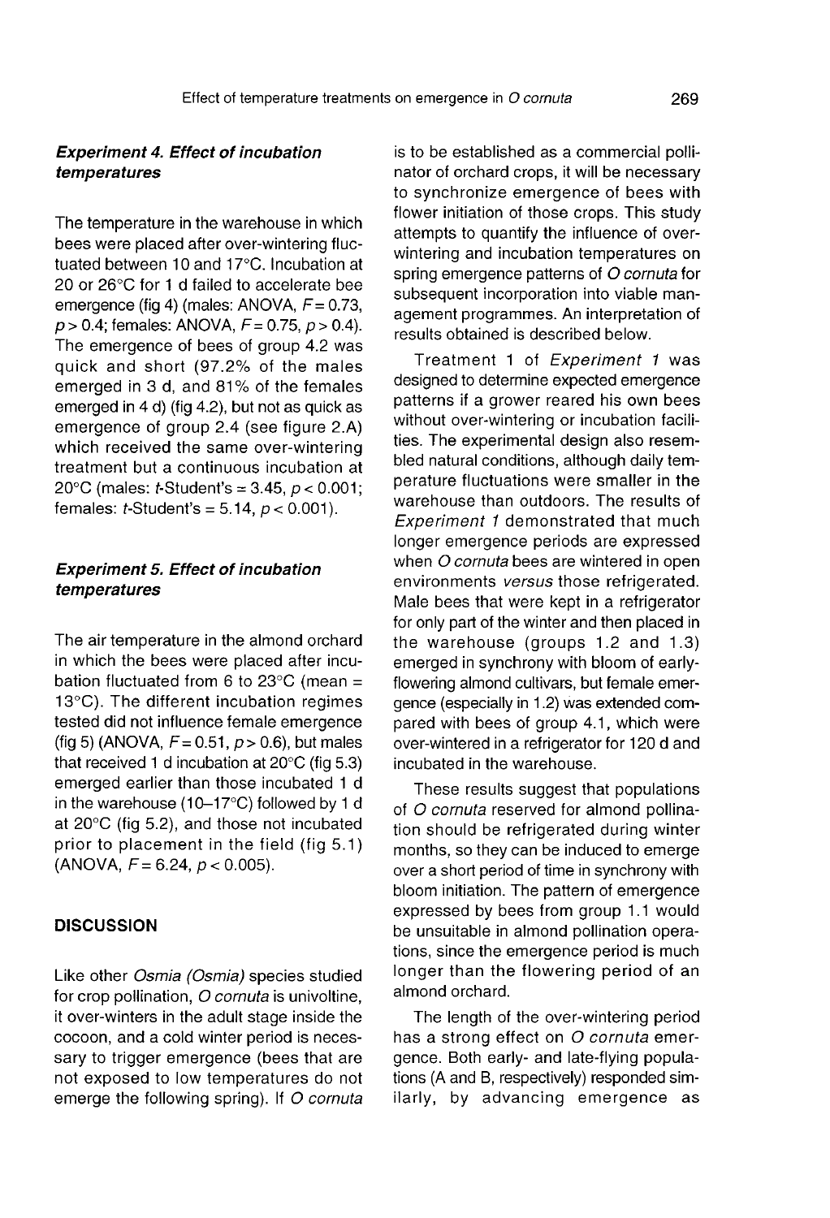### *Experiment 4. Effect of incubation temperatures*

The temperature in the warehouse in which bees were placed after over-wintering fluctuated between 10 and 17°C. Incubation at 20 or 26°C for 1 d failed to accelerate bee emergence (fig 4) (males: ANOVA, $F = 0.73$, $p > 0.4$; females: ANOVA, $F = 0.75$, $p > 0.4$). The emergence of bees of group 4.2 was quick and short (97.2% of the males emerged in 3 d, and 81% of the females emerged in 4 d) (fig 4.2), but not as quick as emergence of group 2.4 (see figure 2.A) which received the same over-wintering treatment but a continuous incubation at 20°C (males: $t$-Student's = 3.45, $p < 0.001$; females: $t$-Student's = 5.14, $p < 0.001$).

### *Experiment 5. Effect of incubation temperatures*

The air temperature in the almond orchard in which the bees were placed after incubation fluctuated from 6 to 23°C (mean = 13°C). The different incubation regimes tested did not influence female emergence (fig 5) (ANOVA, $F = 0.51$, $p > 0.6$), but males that received 1 d incubation at 20°C (fig 5.3) emerged earlier than those incubated 1 d in the warehouse (10–17°C) followed by 1 d at 20°C (fig 5.2), and those not incubated prior to placement in the field (fig 5.1) (ANOVA, $F = 6.24$, $p < 0.005$).

## DISCUSSION

Like other *Osmia (Osmia)* species studied for crop pollination, *O cornuta* is univoltine, it over-winters in the adult stage inside the cocoon, and a cold winter period is necessary to trigger emergence (bees that are not exposed to low temperatures do not emerge the following spring). If *O cornuta* is to be established as a commercial pollinator of orchard crops, it will be necessary to synchronize emergence of bees with flower initiation of those crops. This study attempts to quantify the influence of over-wintering and incubation temperatures on spring emergence patterns of *O cornuta* for subsequent incorporation into viable management programmes. An interpretation of results obtained is described below.

Treatment 1 of *Experiment 1* was designed to determine expected emergence patterns if a grower reared his own bees without over-wintering or incubation facilities. The experimental design also resembled natural conditions, although daily temperature fluctuations were smaller in the warehouse than outdoors. The results of *Experiment 1* demonstrated that much longer emergence periods are expressed when *O cornuta* bees are wintered in open environments *versus* those refrigerated. Male bees that were kept in a refrigerator for only part of the winter and then placed in the warehouse (groups 1.2 and 1.3) emerged in synchrony with bloom of early-flowering almond cultivars, but female emergence (especially in 1.2) was extended compared with bees of group 4.1, which were over-wintered in a refrigerator for 120 d and incubated in the warehouse.

These results suggest that populations of *O cornuta* reserved for almond pollination should be refrigerated during winter months, so they can be induced to emerge over a short period of time in synchrony with bloom initiation. The pattern of emergence expressed by bees from group 1.1 would be unsuitable in almond pollination operations, since the emergence period is much longer than the flowering period of an almond orchard.

The length of the over-wintering period has a strong effect on *O cornuta* emergence. Both early- and late-flying populations (A and B, respectively) responded similarly, by advancing emergence as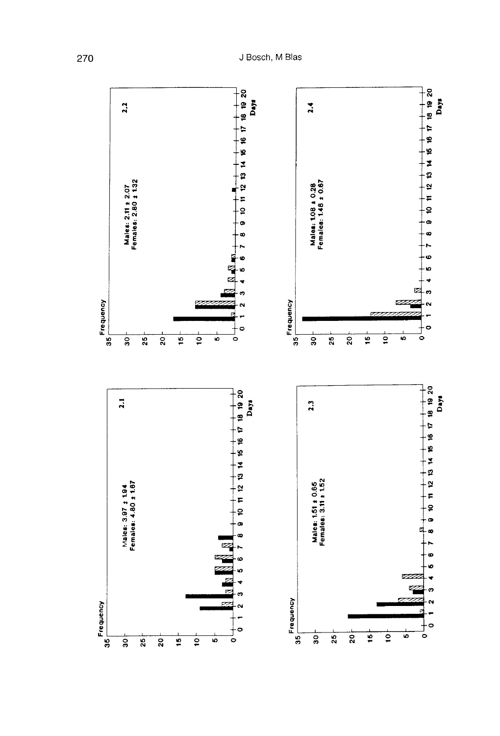Frequency

Males: 3.97 ± 1.94
Females: 4.80 ± 1.67

2.1

Days

Frequency

Males: 2.11 ± 2.07
Females: 2.80 ± 1.32

2.2

Days

Frequency

Males: 1.51 ± 0.65
Females: 3.11 ± 1.52

2.3

Days

Frequency

Males: 1.08 ± 0.28
Females: 1.48 ± 0.67

2.4

Days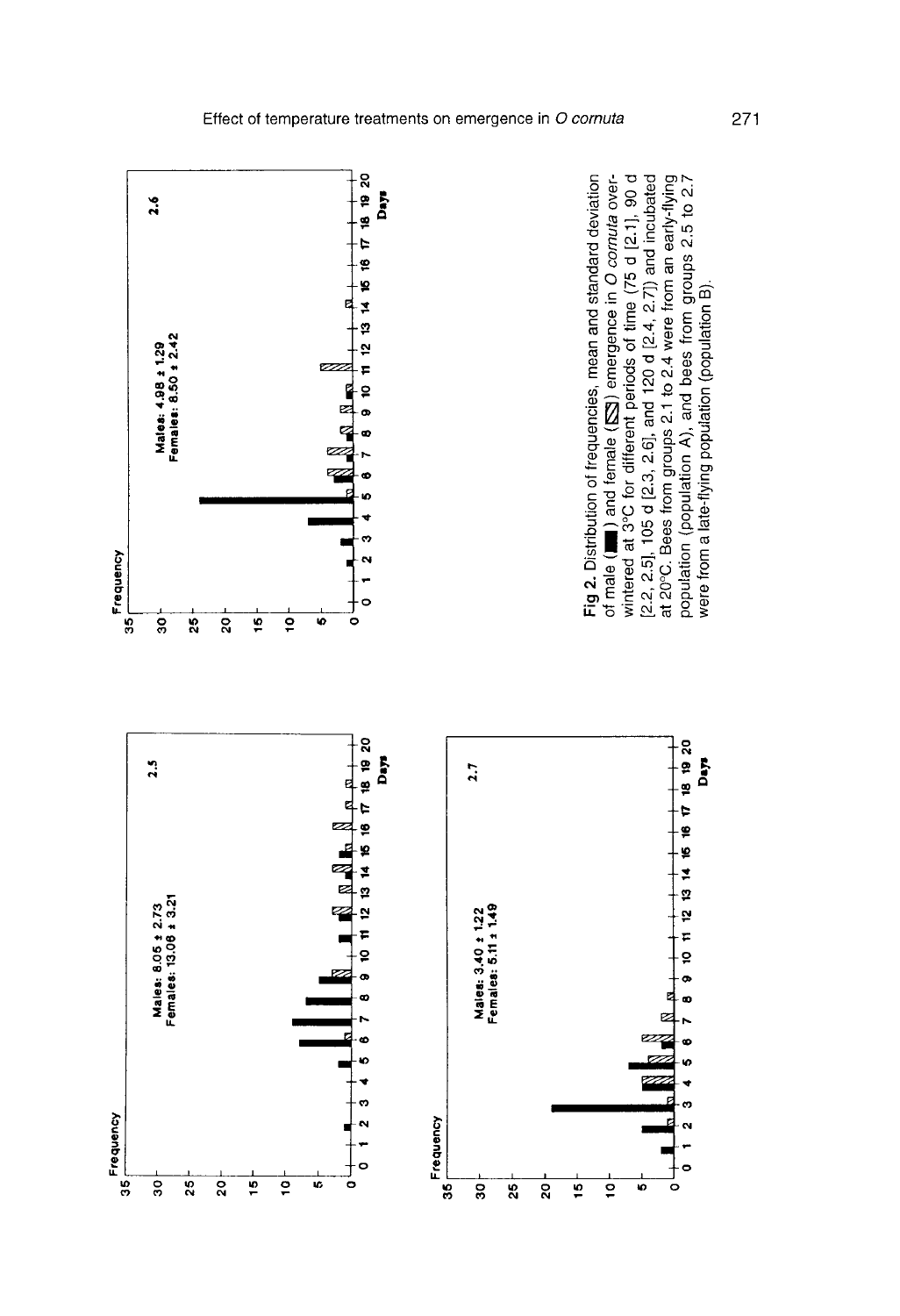Frequency

Males: 8.05 ± 2.73
Females: 13.06 ± 3.21

2.5

Days

Frequency

Males: 3.40 ± 1.22
Females: 5.11 ± 1.49

2.7

Days

Frequency

Males: 4.98 ± 1.29
Females: 8.50 ± 2.42

2.6

Days

**Fig 2.** Distribution of frequencies, mean and standard deviation of male (■) and female (▨) emergence in *O cornuta* overwintered at 3°C for different periods of time (75 d [2.1], 90 d [2.2, 2.5], 105 d [2.3, 2.6], and 120 d [2.4, 2.7]) and incubated at 20°C. Bees from groups 2.1 to 2.4 were from an early-flying population (population A), and bees from groups 2.5 to 2.7 were from a late-flying population (population B).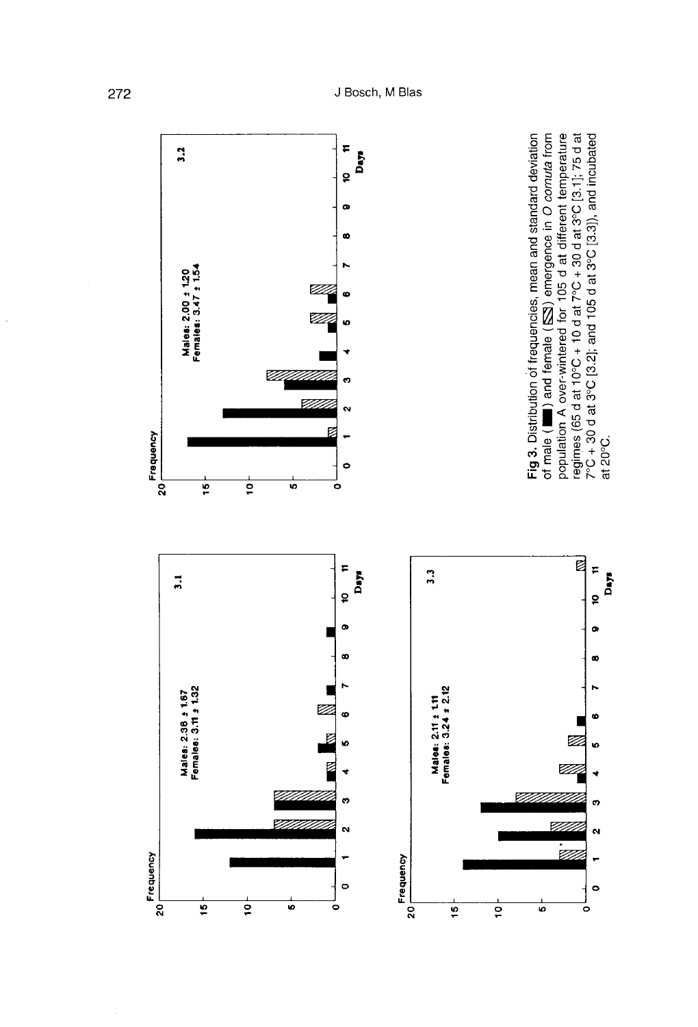**Fig 3.** Distribution of frequencies, mean and standard deviation of male ( ■ ) and female ( ▨ ) emergence in *O cornuta* from population A over-wintered for 105 d at different temperature regimes (65 d at 10°C + 10 d at 7°C + 30 d at 3°C [3.1]; 75 d at 7°C + 30 d at 3°C [3.2]; and 105 d at 3°C [3.3]), and incubated at 20°C.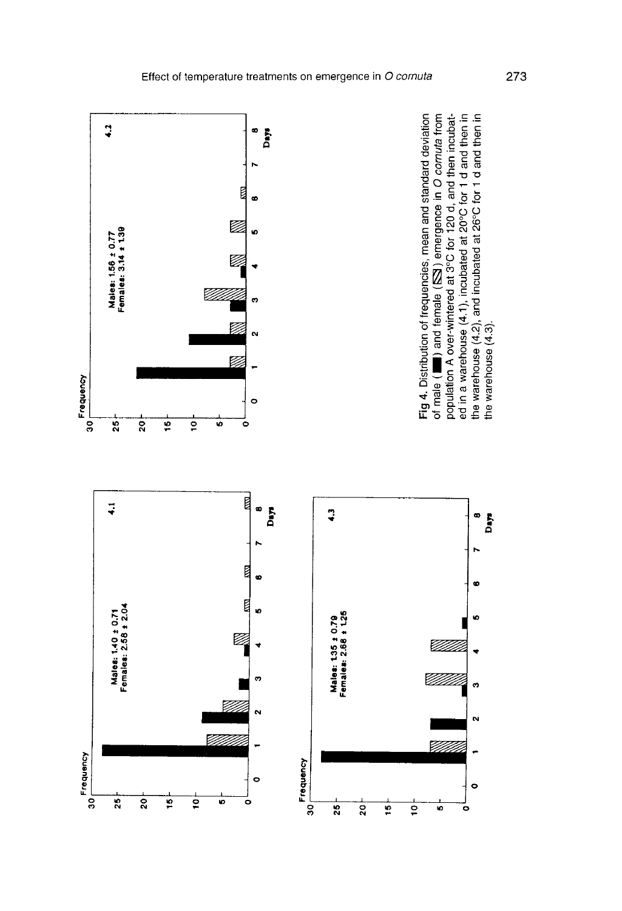Frequency

Males: 1.40 ± 0.71
Females: 2.58 ± 2.04

4.1

Days

Frequency

Males: 1.35 ± 0.79
Females: 2.68 ± 1.25

4.3

Days

Frequency

Males: 1.56 ± 0.77
Females: 3.14 ± 1.39

4.2

Days

**Fig 4.** Distribution of frequencies, mean and standard deviation of male (■) and female (▨) emergence in *O cornuta* from population A over-wintered at 3°C for 120 d, and then incubated in a warehouse (4.1), incubated at 20°C for 1 d and then in the warehouse (4.2), and incubated at 26°C for 1 d and then in the warehouse (4.3).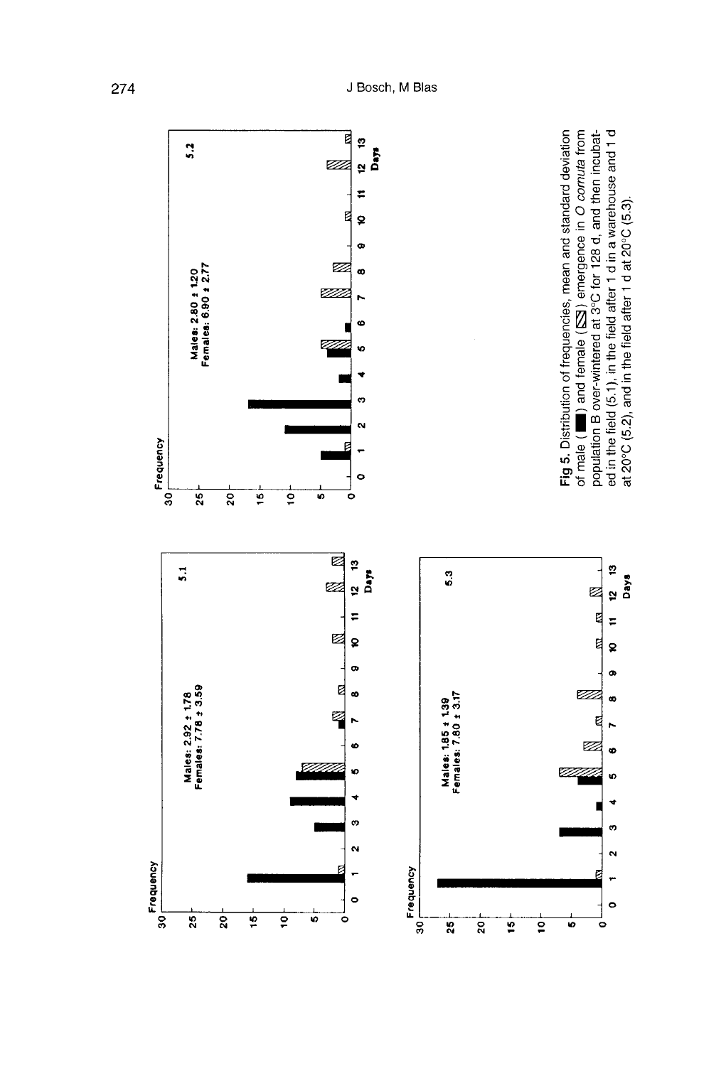Frequency

30
25
20
15
10
5
0

Males: 2.92 ± 1.78
Females: 7.78 ± 3.59

5.1

0 1 2 3 4 5 6 7 8 9 10 11 12 13
Days

Frequency

30
25
20
15
10
5
0

Males: 2.80 ± 1.20
Females: 6.90 ± 2.77

5.2

0 1 2 3 4 5 6 7 8 9 10 11 12 13
Days

Frequency

30
25
20
15
10
5
0

Males: 1.85 ± 1.39
Females: 7.80 ± 3.17

5.3

0 1 2 3 4 5 6 7 8 9 10 11 12 13
Days

**Fig 5.** Distribution of frequencies, mean and standard deviation of male (■) and female (▨) emergence in *O cornuta* from population B over-wintered at 3°C for 128 d, and then incubated in the field (5.1), in the field after 1 d in a warehouse and 1 d at 20°C (5.2), and in the field after 1 d at 20°C (5.3).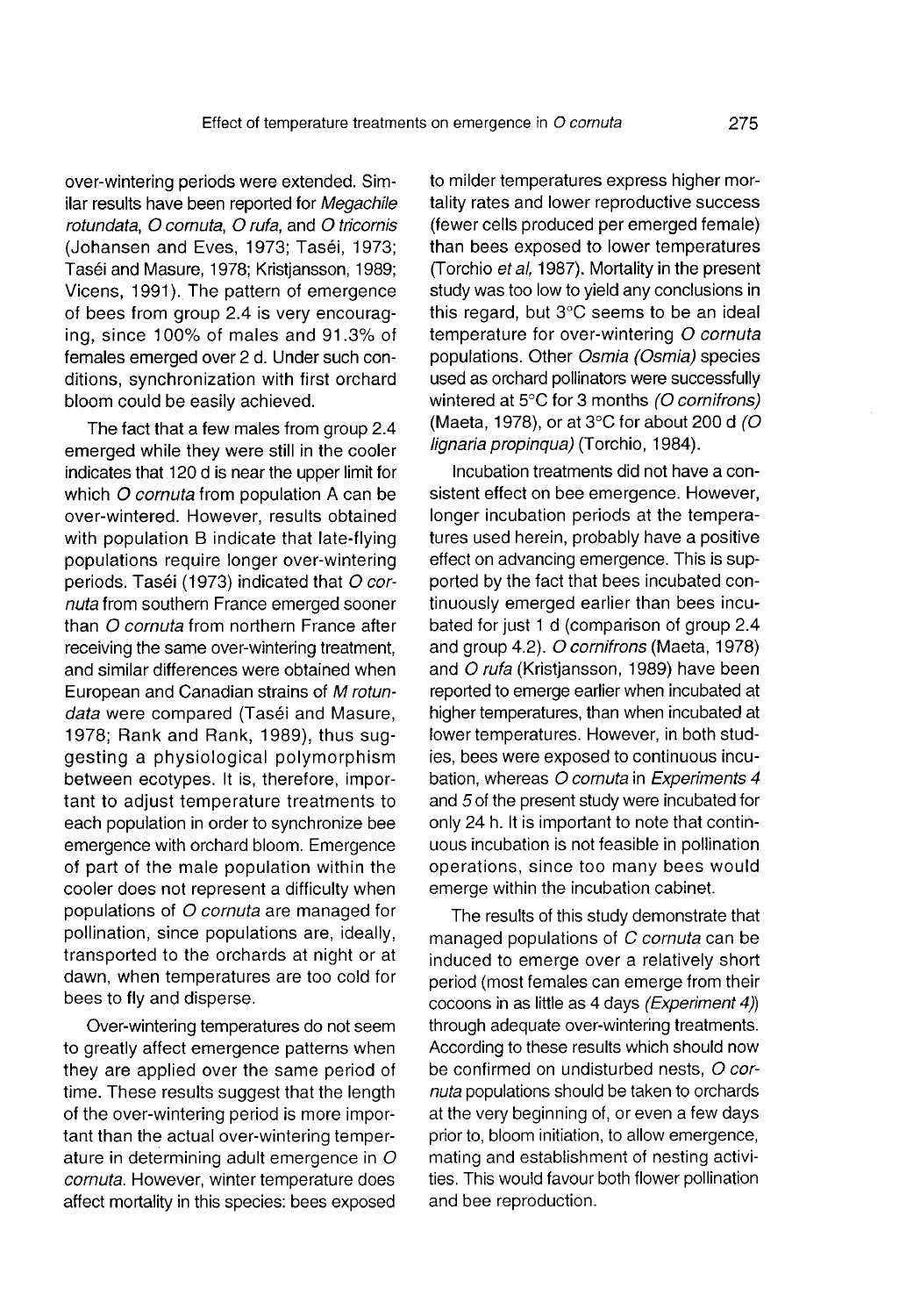over-wintering periods were extended. Similar results have been reported for *Megachile rotundata*, *O cornuta*, *O rufa*, and *O tricornis* (Johansen and Eves, 1973; Taséi, 1973; Taséi and Masure, 1978; Kristjansson, 1989; Vicens, 1991). The pattern of emergence of bees from group 2.4 is very encouraging, since 100% of males and 91.3% of females emerged over 2 d. Under such conditions, synchronization with first orchard bloom could be easily achieved.

The fact that a few males from group 2.4 emerged while they were still in the cooler indicates that 120 d is near the upper limit for which *O cornuta* from population A can be over-wintered. However, results obtained with population B indicate that late-flying populations require longer over-wintering periods. Taséi (1973) indicated that *O cornuta* from southern France emerged sooner than *O cornuta* from northern France after receiving the same over-wintering treatment, and similar differences were obtained when European and Canadian strains of *M rotundata* were compared (Taséi and Masure, 1978; Rank and Rank, 1989), thus suggesting a physiological polymorphism between ecotypes. It is, therefore, important to adjust temperature treatments to each population in order to synchronize bee emergence with orchard bloom. Emergence of part of the male population within the cooler does not represent a difficulty when populations of *O cornuta* are managed for pollination, since populations are, ideally, transported to the orchards at night or at dawn, when temperatures are too cold for bees to fly and disperse.

Over-wintering temperatures do not seem to greatly affect emergence patterns when they are applied over the same period of time. These results suggest that the length of the over-wintering period is more important than the actual over-wintering temperature in determining adult emergence in *O cornuta*. However, winter temperature does affect mortality in this species: bees exposed to milder temperatures express higher mortality rates and lower reproductive success (fewer cells produced per emerged female) than bees exposed to lower temperatures (Torchio *et al*, 1987). Mortality in the present study was too low to yield any conclusions in this regard, but 3°C seems to be an ideal temperature for over-wintering *O cornuta* populations. Other *Osmia (Osmia)* species used as orchard pollinators were successfully wintered at 5°C for 3 months *(O cornifrons)* (Maeta, 1978), or at 3°C for about 200 d *(O lignaria propinqua)* (Torchio, 1984).

Incubation treatments did not have a consistent effect on bee emergence. However, longer incubation periods at the temperatures used herein, probably have a positive effect on advancing emergence. This is supported by the fact that bees incubated continuously emerged earlier than bees incubated for just 1 d (comparison of group 2.4 and group 4.2). *O cornifrons* (Maeta, 1978) and *O rufa* (Kristjansson, 1989) have been reported to emerge earlier when incubated at higher temperatures, than when incubated at lower temperatures. However, in both studies, bees were exposed to continuous incubation, whereas *O cornuta* in *Experiments 4* and *5* of the present study were incubated for only 24 h. It is important to note that continuous incubation is not feasible in pollination operations, since too many bees would emerge within the incubation cabinet.

The results of this study demonstrate that managed populations of *C cornuta* can be induced to emerge over a relatively short period (most females can emerge from their cocoons in as little as 4 days *(Experiment 4)*) through adequate over-wintering treatments. According to these results which should now be confirmed on undisturbed nests, *O cornuta* populations should be taken to orchards at the very beginning of, or even a few days prior to, bloom initiation, to allow emergence, mating and establishment of nesting activities. This would favour both flower pollination and bee reproduction.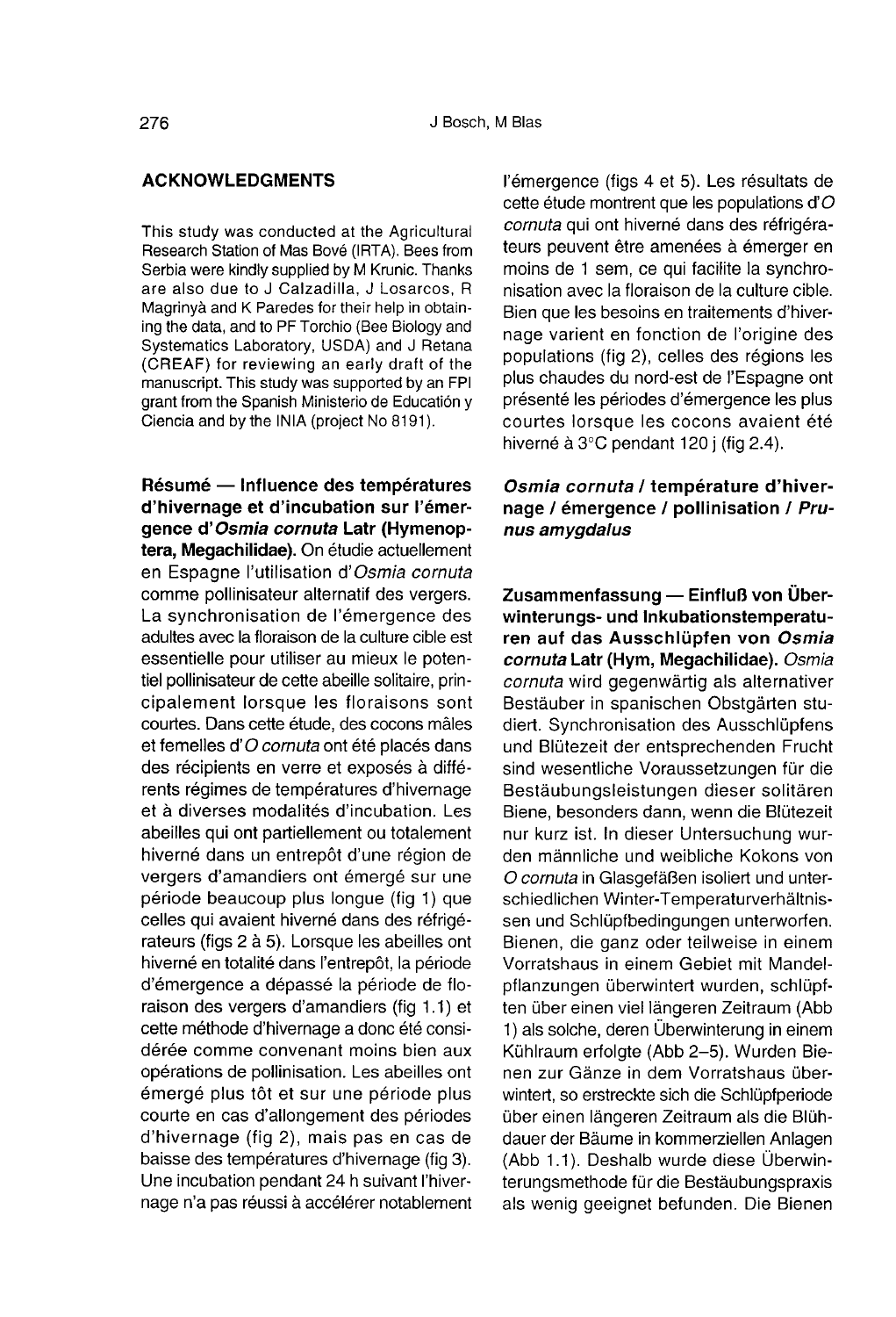## ACKNOWLEDGMENTS

This study was conducted at the Agricultural Research Station of Mas Bové (IRTA). Bees from Serbia were kindly supplied by M Krunic. Thanks are also due to J Calzadilla, J Losarcos, R Magrinyà and K Paredes for their help in obtaining the data, and to PF Torchio (Bee Biology and Systematics Laboratory, USDA) and J Retana (CREAF) for reviewing an early draft of the manuscript. This study was supported by an FPI grant from the Spanish Ministerio de Educatión y Ciencia and by the INIA (project No 8191).

**Résumé — Influence des températures d'hivernage et d'incubation sur l'émergence d'*Osmia cornuta* Latr (Hymenoptera, Megachilidae).** On étudie actuellement en Espagne l'utilisation d'*Osmia cornuta* comme pollinisateur alternatif des vergers. La synchronisation de l'émergence des adultes avec la floraison de la culture cible est essentielle pour utiliser au mieux le potentiel pollinisateur de cette abeille solitaire, principalement lorsque les floraisons sont courtes. Dans cette étude, des cocons mâles et femelles d'*O cornuta* ont été placés dans des récipients en verre et exposés à différents régimes de températures d'hivernage et à diverses modalités d'incubation. Les abeilles qui ont partiellement ou totalement hiverné dans un entrepôt d'une région de vergers d'amandiers ont émergé sur une période beaucoup plus longue (fig 1) que celles qui avaient hiverné dans des réfrigérateurs (figs 2 à 5). Lorsque les abeilles ont hiverné en totalité dans l'entrepôt, la période d'émergence a dépassé la période de floraison des vergers d'amandiers (fig 1.1) et cette méthode d'hivernage a donc été considérée comme convenant moins bien aux opérations de pollinisation. Les abeilles ont émergé plus tôt et sur une période plus courte en cas d'allongement des périodes d'hivernage (fig 2), mais pas en cas de baisse des températures d'hivernage (fig 3). Une incubation pendant 24 h suivant l'hivernage n'a pas réussi à accélérer notablement l'émergence (figs 4 et 5). Les résultats de cette étude montrent que les populations d'*O cornuta* qui ont hiverné dans des réfrigérateurs peuvent être amenées à émerger en moins de 1 sem, ce qui facilite la synchronisation avec la floraison de la culture cible. Bien que les besoins en traitements d'hivernage varient en fonction de l'origine des populations (fig 2), celles des régions les plus chaudes du nord-est de l'Espagne ont présenté les périodes d'émergence les plus courtes lorsque les cocons avaient été hiverné à 3°C pendant 120 j (fig 2.4).

***Osmia cornuta* / température d'hivernage / émergence / pollinisation / *Prunus amygdalus***

**Zusammenfassung — Einfluß von Überwinterungs- und Inkubationstemperaturen auf das Ausschlüpfen von *Osmia cornuta* Latr (Hym, Megachilidae).** *Osmia cornuta* wird gegenwärtig als alternativer Bestäuber in spanischen Obstgärten studiert. Synchronisation des Ausschlüpfens und Blütezeit der entsprechenden Frucht sind wesentliche Voraussetzungen für die Bestäubungsleistungen dieser solitären Biene, besonders dann, wenn die Blütezeit nur kurz ist. In dieser Untersuchung wurden männliche und weibliche Kokons von *O cornuta* in Glasgefäßen isoliert und unterschiedlichen Winter-Temperaturverhältnissen und Schlüpfbedingungen unterworfen. Bienen, die ganz oder teilweise in einem Vorratshaus in einem Gebiet mit Mandelpflanzungen überwintert wurden, schlüpften über einen viel längeren Zeitraum (Abb 1) als solche, deren Überwinterung in einem Kühlraum erfolgte (Abb 2–5). Wurden Bienen zur Gänze in dem Vorratshaus überwintert, so erstreckte sich die Schlüpfperiode über einen längeren Zeitraum als die Blühdauer der Bäume in kommerziellen Anlagen (Abb 1.1). Deshalb wurde diese Überwinterungsmethode für die Bestäubungspraxis als wenig geeignet befunden. Die Bienen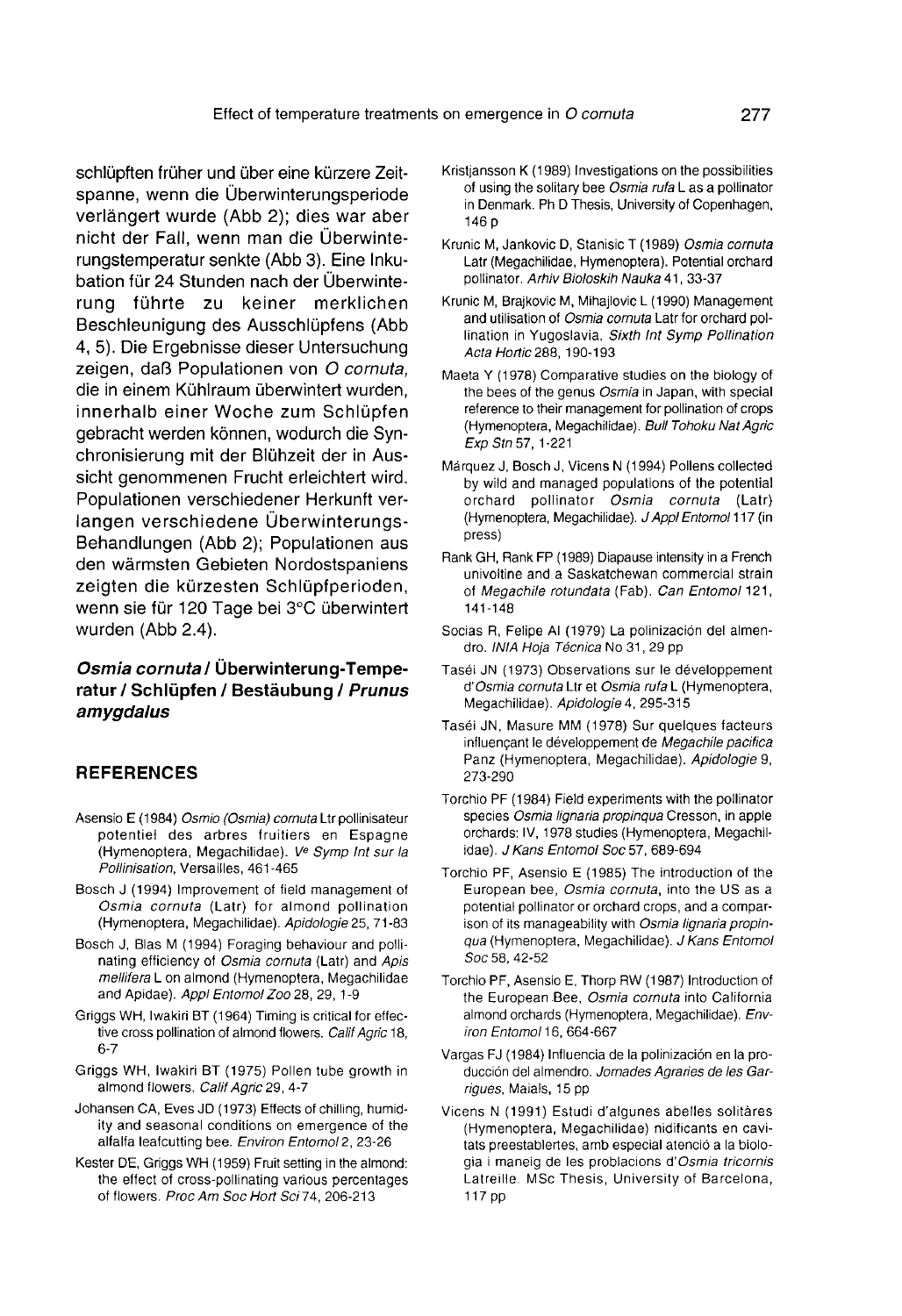schlüpften früher und über eine kürzere Zeitspanne, wenn die Überwinterungsperiode verlängert wurde (Abb 2); dies war aber nicht der Fall, wenn man die Überwinterungstemperatur senkte (Abb 3). Eine Inkubation für 24 Stunden nach der Überwinterung führte zu keiner merklichen Beschleunigung des Ausschlüpfens (Abb 4, 5). Die Ergebnisse dieser Untersuchung zeigen, daß Populationen von *O cornuta*, die in einem Kühlraum überwintert wurden, innerhalb einer Woche zum Schlüpfen gebracht werden können, wodurch die Synchronisierung mit der Blühzeit der in Aussicht genommenen Frucht erleichtert wird. Populationen verschiedener Herkunft verlangen verschiedene Überwinterungs-Behandlungen (Abb 2); Populationen aus den wärmsten Gebieten Nordostspaniens zeigten die kürzesten Schlüpfperioden, wenn sie für 120 Tage bei 3°C überwintert wurden (Abb 2.4).

***Osmia cornuta* / Überwinterung-Temperatur / Schlüpfen / Bestäubung / *Prunus amygdalus***

## REFERENCES

Asensio E (1984) *Osmio (Osmia) cornuta* Ltr pollinisateur potentiel des arbres fruitiers en Espagne (Hymenoptera, Megachilidae). *Ve Symp Int sur la Pollinisation*, Versailles, 461-465

Bosch J (1994) Improvement of field management of *Osmia cornuta* (Latr) for almond pollination (Hymenoptera, Megachilidae). *Apidologie* 25, 71-83

Bosch J, Blas M (1994) Foraging behaviour and pollinating efficiency of *Osmia cornuta* (Latr) and *Apis mellifera* L on almond (Hymenoptera, Megachilidae and Apidae). *Appl Entomol Zoo* 28, 29, 1-9

Griggs WH, Iwakiri BT (1964) Timing is critical for effective cross pollination of almond flowers. *Calif Agric* 18, 6-7

Griggs WH, Iwakiri BT (1975) Pollen tube growth in almond flowers. *Calif Agric* 29, 4-7

Johansen CA, Eves JD (1973) Effects of chilling, humidity and seasonal conditions on emergence of the alfalfa leafcutting bee. *Environ Entomol* 2, 23-26

Kester DE, Griggs WH (1959) Fruit setting in the almond: the effect of cross-pollinating various percentages of flowers. *Proc Am Soc Hort Sci* 74, 206-213

Kristjansson K (1989) Investigations on the possibilities of using the solitary bee *Osmia rufa* L as a pollinator in Denmark. Ph D Thesis, University of Copenhagen, 146 p

Krunic M, Jankovic D, Stanisic T (1989) *Osmia cornuta* Latr (Megachilidae, Hymenoptera). Potential orchard pollinator. *Arhiv Bioloskih Nauka* 41, 33-37

Krunic M, Brajkovic M, Mihajlovic L (1990) Management and utilisation of *Osmia cornuta* Latr for orchard pollination in Yugoslavia. *Sixth Int Symp Pollination Acta Hortic* 288, 190-193

Maeta Y (1978) Comparative studies on the biology of the bees of the genus *Osmia* in Japan, with special reference to their management for pollination of crops (Hymenoptera, Megachilidae). *Bull Tohoku Nat Agric Exp Stn* 57, 1-221

Márquez J, Bosch J, Vicens N (1994) Pollens collected by wild and managed populations of the potential orchard pollinator *Osmia cornuta* (Latr) (Hymenoptera, Megachilidae). *J Appl Entomol* 117 (in press)

Rank GH, Rank FP (1989) Diapause intensity in a French univoltine and a Saskatchewan commercial strain of *Megachile rotundata* (Fab). *Can Entomol* 121, 141-148

Socias R, Felipe AI (1979) La polinización del almendro. *INIA Hoja Técnica* No 31, 29 pp

Taséi JN (1973) Observations sur le développement d'*Osmia cornuta* Ltr et *Osmia rufa* L (Hymenoptera, Megachilidae). *Apidologie* 4, 295-315

Taséi JN, Masure MM (1978) Sur quelques facteurs influençant le développement de *Megachile pacifica* Panz (Hymenoptera, Megachilidae). *Apidologie* 9, 273-290

Torchio PF (1984) Field experiments with the pollinator species *Osmia lignaria propinqua* Cresson, in apple orchards: IV, 1978 studies (Hymenoptera, Megachilidae). *J Kans Entomol Soc* 57, 689-694

Torchio PF, Asensio E (1985) The introduction of the European bee, *Osmia cornuta*, into the US as a potential pollinator or orchard crops, and a comparison of its manageability with *Osmia lignaria propinqua* (Hymenoptera, Megachilidae). *J Kans Entomol Soc* 58, 42-52

Torchio PF, Asensio E, Thorp RW (1987) Introduction of the European Bee, *Osmia cornuta* into California almond orchards (Hymenoptera, Megachilidae). *Environ Entomol* 16, 664-667

Vargas FJ (1984) Influencia de la polinización en la producción del almendro. *Jornades Agraries de les Garrigues*, Maials, 15 pp

Vicens N (1991) Estudi d'algunes abelles solitàres (Hymenoptera, Megachilidae) nidificants en cavitats preestablertes, amb especial atenció a la biologia i maneig de les problacions d'*Osmia tricornis* Latreille. MSc Thesis, University of Barcelona, 117 pp